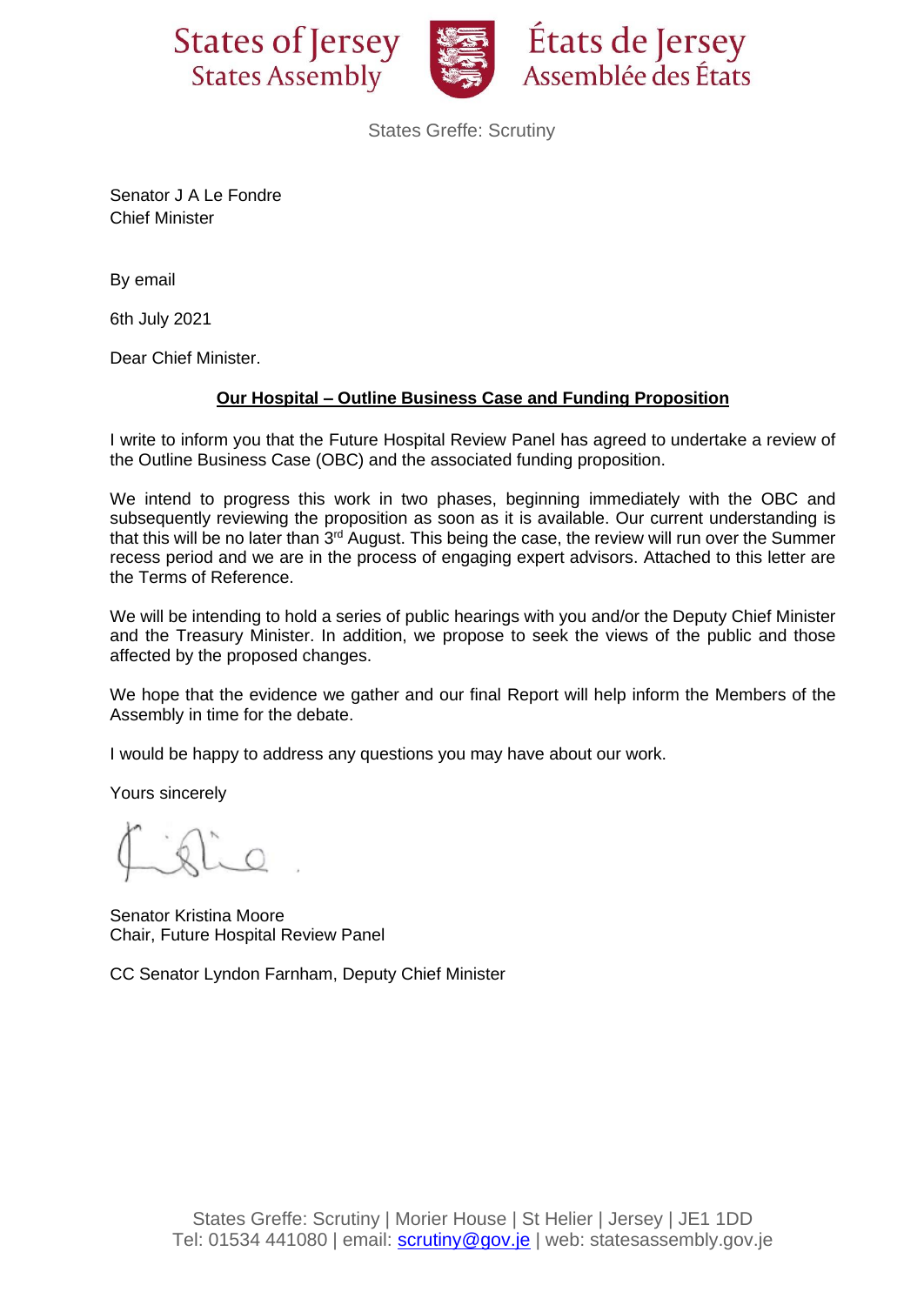States of Jersey
States Assembly

États de Jersey
Assemblée des États

States Greffe: Scrutiny

Senator J A Le Fondre
Chief Minister

By email

6th July 2021

Dear Chief Minister.

**Our Hospital – Outline Business Case and Funding Proposition**

I write to inform you that the Future Hospital Review Panel has agreed to undertake a review of the Outline Business Case (OBC) and the associated funding proposition.

We intend to progress this work in two phases, beginning immediately with the OBC and subsequently reviewing the proposition as soon as it is available. Our current understanding is that this will be no later than 3rd August. This being the case, the review will run over the Summer recess period and we are in the process of engaging expert advisors. Attached to this letter are the Terms of Reference.

We will be intending to hold a series of public hearings with you and/or the Deputy Chief Minister and the Treasury Minister. In addition, we propose to seek the views of the public and those affected by the proposed changes.

We hope that the evidence we gather and our final Report will help inform the Members of the Assembly in time for the debate.

I would be happy to address any questions you may have about our work.

Yours sincerely

Senator Kristina Moore
Chair, Future Hospital Review Panel

CC Senator Lyndon Farnham, Deputy Chief Minister

States Greffe: Scrutiny | Morier House | St Helier | Jersey | JE1 1DD
Tel: 01534 441080 | email: scrutiny@gov.je | web: statesassembly.gov.je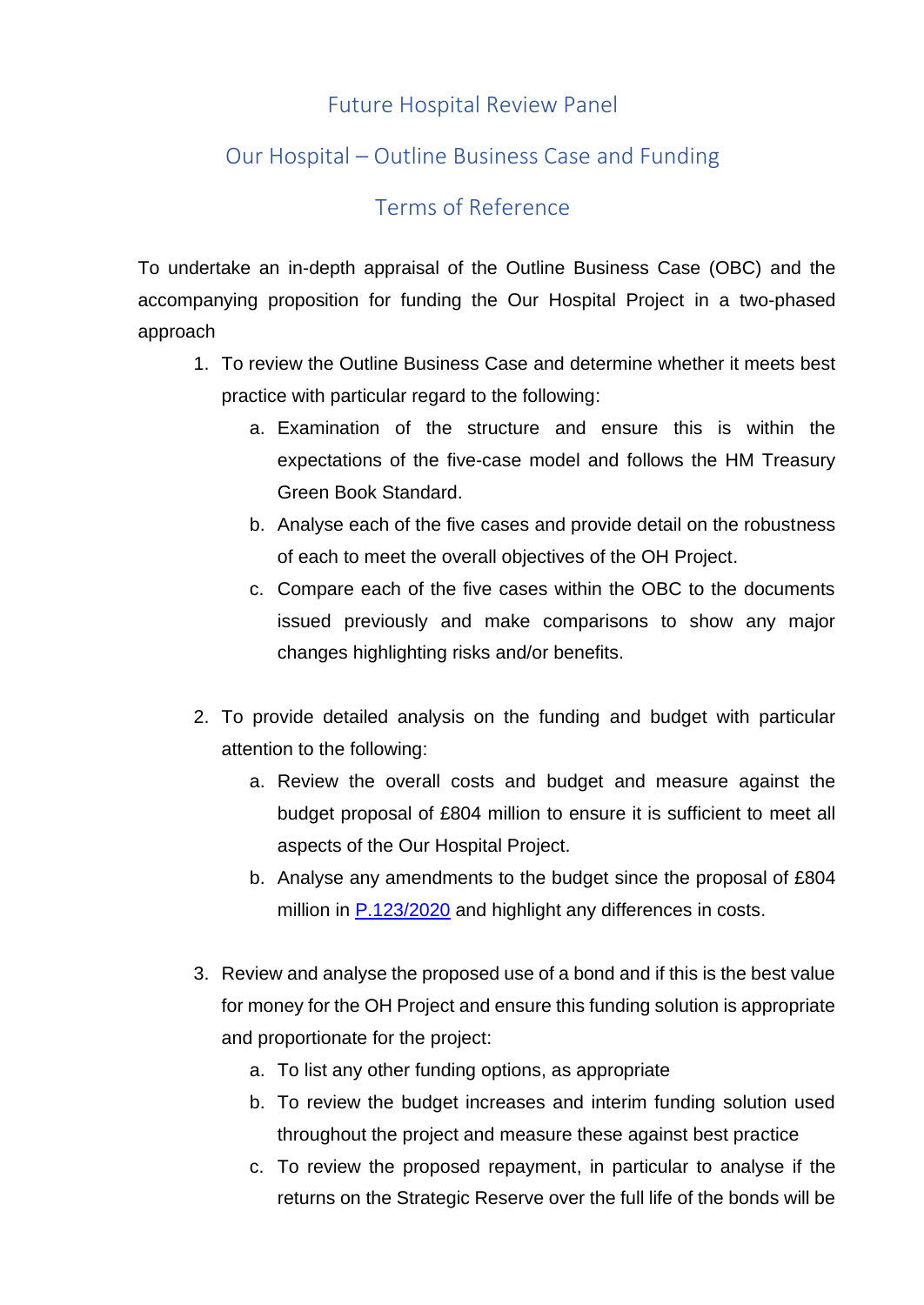# Future Hospital Review Panel

## Our Hospital – Outline Business Case and Funding

## Terms of Reference

To undertake an in-depth appraisal of the Outline Business Case (OBC) and the accompanying proposition for funding the Our Hospital Project in a two-phased approach

1. To review the Outline Business Case and determine whether it meets best practice with particular regard to the following:
   a. Examination of the structure and ensure this is within the expectations of the five-case model and follows the HM Treasury Green Book Standard.
   b. Analyse each of the five cases and provide detail on the robustness of each to meet the overall objectives of the OH Project.
   c. Compare each of the five cases within the OBC to the documents issued previously and make comparisons to show any major changes highlighting risks and/or benefits.

2. To provide detailed analysis on the funding and budget with particular attention to the following:
   a. Review the overall costs and budget and measure against the budget proposal of £804 million to ensure it is sufficient to meet all aspects of the Our Hospital Project.
   b. Analyse any amendments to the budget since the proposal of £804 million in [P.123/2020] and highlight any differences in costs.

3. Review and analyse the proposed use of a bond and if this is the best value for money for the OH Project and ensure this funding solution is appropriate and proportionate for the project:
   a. To list any other funding options, as appropriate
   b. To review the budget increases and interim funding solution used throughout the project and measure these against best practice
   c. To review the proposed repayment, in particular to analyse if the returns on the Strategic Reserve over the full life of the bonds will be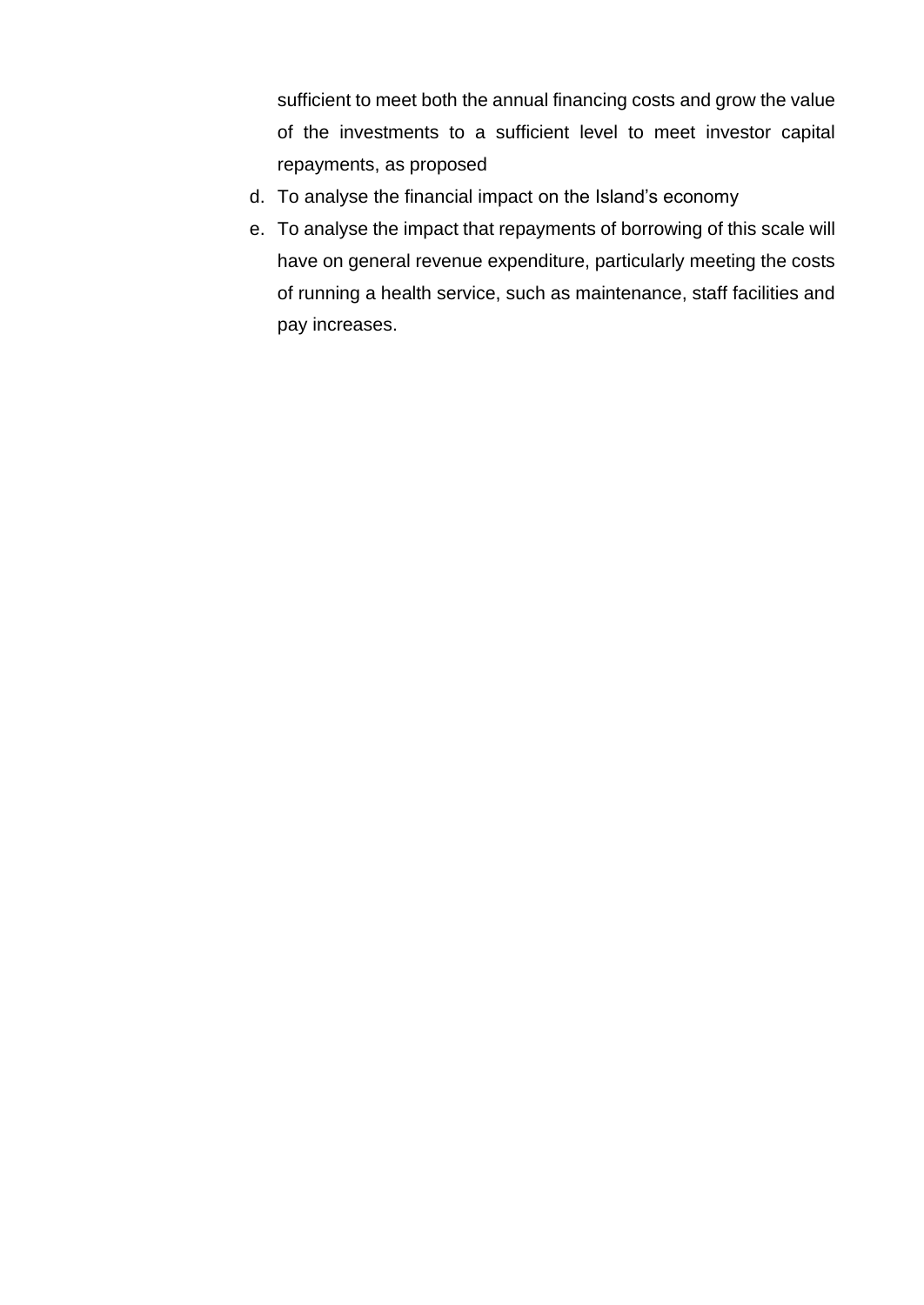sufficient to meet both the annual financing costs and grow the value of the investments to a sufficient level to meet investor capital repayments, as proposed

d. To analyse the financial impact on the Island's economy
e. To analyse the impact that repayments of borrowing of this scale will have on general revenue expenditure, particularly meeting the costs of running a health service, such as maintenance, staff facilities and pay increases.